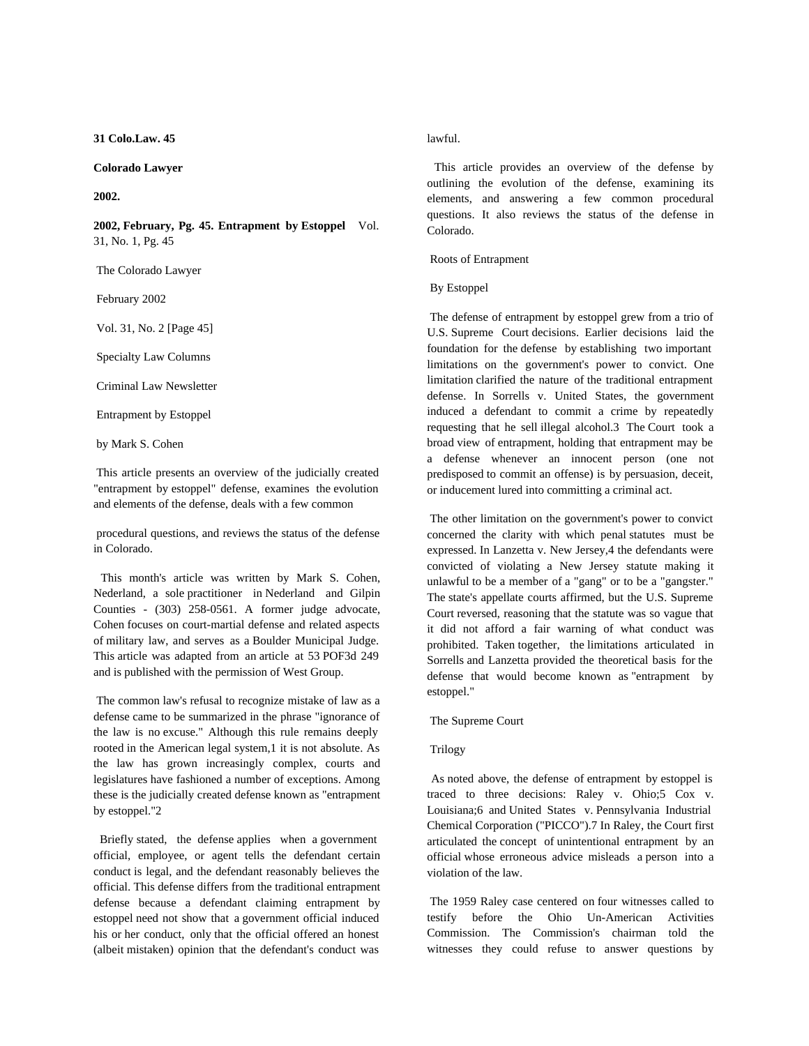**31 Colo.Law. 45**

**Colorado Lawyer**

**2002.**

**2002, February, Pg. 45. Entrapment by Estoppel** Vol. 31, No. 1, Pg. 45

The Colorado Lawyer

February 2002

Vol. 31, No. 2 [Page 45]

Specialty Law Columns

Criminal Law Newsletter

Entrapment by Estoppel

by Mark S. Cohen

This article presents an overview of the judicially created "entrapment by estoppel" defense, examines the evolution and elements of the defense, deals with a few common procedural questions, and reviews the status of the defense in Colorado.

This month's article was written by Mark S. Cohen, Nederland, a sole practitioner in Nederland and Gilpin Counties - (303) 258-0561. A former judge advocate, Cohen focuses on court-martial defense and related aspects of military law, and serves as a Boulder Municipal Judge. This article was adapted from an article at 53 POF3d 249 and is published with the permission of West Group.

The common law's refusal to recognize mistake of law as a defense came to be summarized in the phrase "ignorance of the law is no excuse." Although this rule remains deeply rooted in the American legal system,[1] it is not absolute. As the law has grown increasingly complex, courts and legislatures have fashioned a number of exceptions. Among these is the judicially created defense known as "entrapment by estoppel."[2]

Briefly stated, the defense applies when a government official, employee, or agent tells the defendant certain conduct is legal, and the defendant reasonably believes the official. This defense differs from the traditional entrapment defense because a defendant claiming entrapment by estoppel need not show that a government official induced his or her conduct, only that the official offered an honest (albeit mistaken) opinion that the defendant's conduct was lawful.

This article provides an overview of the defense by outlining the evolution of the defense, examining its elements, and answering a few common procedural questions. It also reviews the status of the defense in Colorado.

Roots of Entrapment

By Estoppel

The defense of entrapment by estoppel grew from a trio of U.S. Supreme Court decisions. Earlier decisions laid the foundation for the defense by establishing two important limitations on the government's power to convict. One limitation clarified the nature of the traditional entrapment defense. In Sorrells v. United States, the government induced a defendant to commit a crime by repeatedly requesting that he sell illegal alcohol.[3] The Court took a broad view of entrapment, holding that entrapment may be a defense whenever an innocent person (one not predisposed to commit an offense) is by persuasion, deceit, or inducement lured into committing a criminal act.

The other limitation on the government's power to convict concerned the clarity with which penal statutes must be expressed. In Lanzetta v. New Jersey,[4] the defendants were convicted of violating a New Jersey statute making it unlawful to be a member of a "gang" or to be a "gangster." The state's appellate courts affirmed, but the U.S. Supreme Court reversed, reasoning that the statute was so vague that it did not afford a fair warning of what conduct was prohibited. Taken together, the limitations articulated in Sorrells and Lanzetta provided the theoretical basis for the defense that would become known as "entrapment by estoppel."

The Supreme Court

Trilogy

As noted above, the defense of entrapment by estoppel is traced to three decisions: Raley v. Ohio;[5] Cox v. Louisiana;[6] and United States v. Pennsylvania Industrial Chemical Corporation ("PICCO").[7] In Raley, the Court first articulated the concept of unintentional entrapment by an official whose erroneous advice misleads a person into a violation of the law.

The 1959 Raley case centered on four witnesses called to testify before the Ohio Un-American Activities Commission. The Commission's chairman told the witnesses they could refuse to answer questions by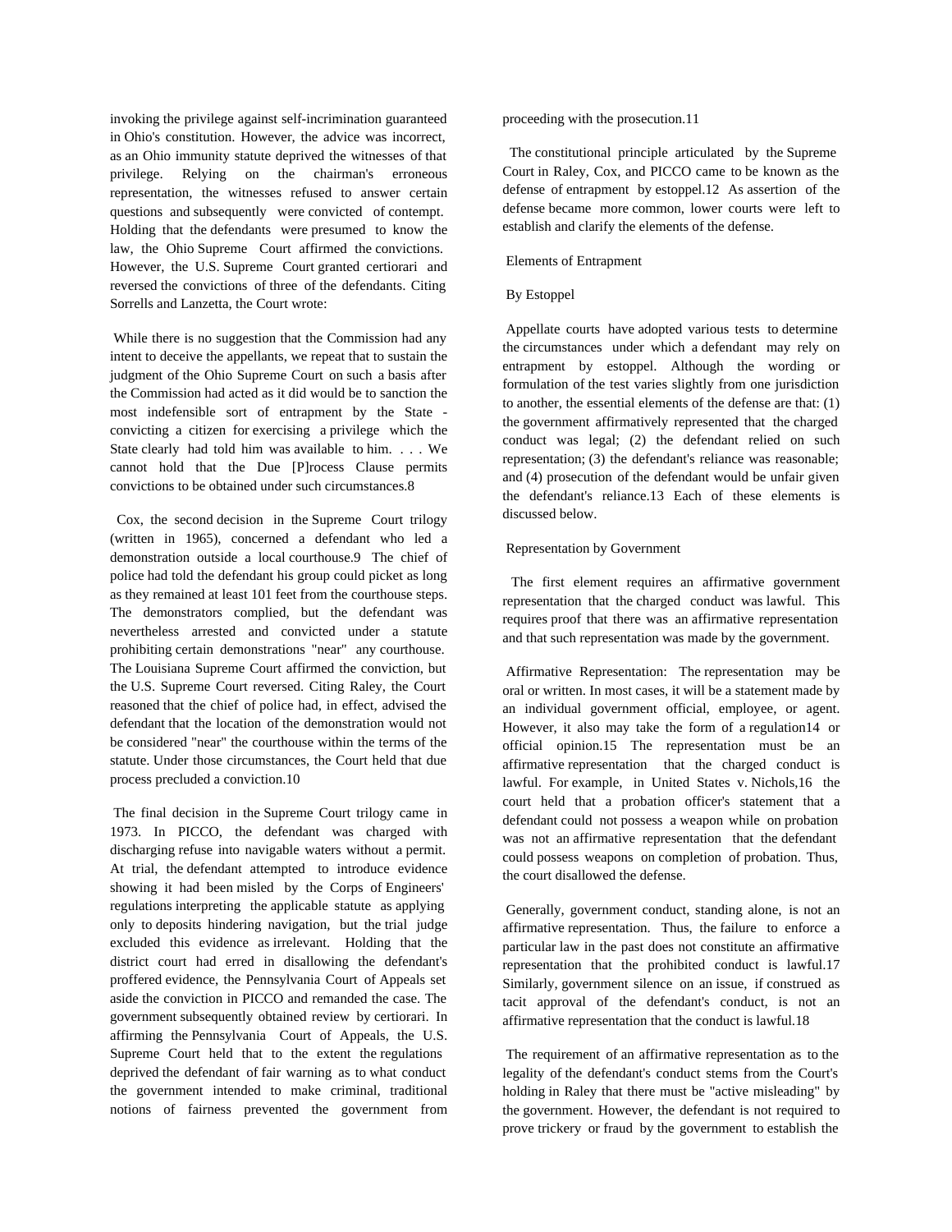invoking the privilege against self-incrimination guaranteed in Ohio's constitution. However, the advice was incorrect, as an Ohio immunity statute deprived the witnesses of that privilege. Relying on the chairman's erroneous representation, the witnesses refused to answer certain questions and subsequently were convicted of contempt. Holding that the defendants were presumed to know the law, the Ohio Supreme Court affirmed the convictions. However, the U.S. Supreme Court granted certiorari and reversed the convictions of three of the defendants. Citing Sorrells and Lanzetta, the Court wrote:

> While there is no suggestion that the Commission had any intent to deceive the appellants, we repeat that to sustain the judgment of the Ohio Supreme Court on such a basis after the Commission had acted as it did would be to sanction the most indefensible sort of entrapment by the State - convicting a citizen for exercising a privilege which the State clearly had told him was available to him. . . . We cannot hold that the Due [P]rocess Clause permits convictions to be obtained under such circumstances.8

Cox, the second decision in the Supreme Court trilogy (written in 1965), concerned a defendant who led a demonstration outside a local courthouse.9 The chief of police had told the defendant his group could picket as long as they remained at least 101 feet from the courthouse steps. The demonstrators complied, but the defendant was nevertheless arrested and convicted under a statute prohibiting certain demonstrations "near" any courthouse. The Louisiana Supreme Court affirmed the conviction, but the U.S. Supreme Court reversed. Citing Raley, the Court reasoned that the chief of police had, in effect, advised the defendant that the location of the demonstration would not be considered "near" the courthouse within the terms of the statute. Under those circumstances, the Court held that due process precluded a conviction.10

The final decision in the Supreme Court trilogy came in 1973. In PICCO, the defendant was charged with discharging refuse into navigable waters without a permit. At trial, the defendant attempted to introduce evidence showing it had been misled by the Corps of Engineers' regulations interpreting the applicable statute as applying only to deposits hindering navigation, but the trial judge excluded this evidence as irrelevant. Holding that the district court had erred in disallowing the defendant's proffered evidence, the Pennsylvania Court of Appeals set aside the conviction in PICCO and remanded the case. The government subsequently obtained review by certiorari. In affirming the Pennsylvania Court of Appeals, the U.S. Supreme Court held that to the extent the regulations deprived the defendant of fair warning as to what conduct the government intended to make criminal, traditional notions of fairness prevented the government from proceeding with the prosecution.11

The constitutional principle articulated by the Supreme Court in Raley, Cox, and PICCO came to be known as the defense of entrapment by estoppel.12 As assertion of the defense became more common, lower courts were left to establish and clarify the elements of the defense.

## Elements of Entrapment By Estoppel

Appellate courts have adopted various tests to determine the circumstances under which a defendant may rely on entrapment by estoppel. Although the wording or formulation of the test varies slightly from one jurisdiction to another, the essential elements of the defense are that: (1) the government affirmatively represented that the charged conduct was legal; (2) the defendant relied on such representation; (3) the defendant's reliance was reasonable; and (4) prosecution of the defendant would be unfair given the defendant's reliance.13 Each of these elements is discussed below.

### Representation by Government

The first element requires an affirmative government representation that the charged conduct was lawful. This requires proof that there was an affirmative representation and that such representation was made by the government.

Affirmative Representation: The representation may be oral or written. In most cases, it will be a statement made by an individual government official, employee, or agent. However, it also may take the form of a regulation14 or official opinion.15 The representation must be an affirmative representation that the charged conduct is lawful. For example, in United States v. Nichols,16 the court held that a probation officer's statement that a defendant could not possess a weapon while on probation was not an affirmative representation that the defendant could possess weapons on completion of probation. Thus, the court disallowed the defense.

Generally, government conduct, standing alone, is not an affirmative representation. Thus, the failure to enforce a particular law in the past does not constitute an affirmative representation that the prohibited conduct is lawful.17 Similarly, government silence on an issue, if construed as tacit approval of the defendant's conduct, is not an affirmative representation that the conduct is lawful.18

The requirement of an affirmative representation as to the legality of the defendant's conduct stems from the Court's holding in Raley that there must be "active misleading" by the government. However, the defendant is not required to prove trickery or fraud by the government to establish the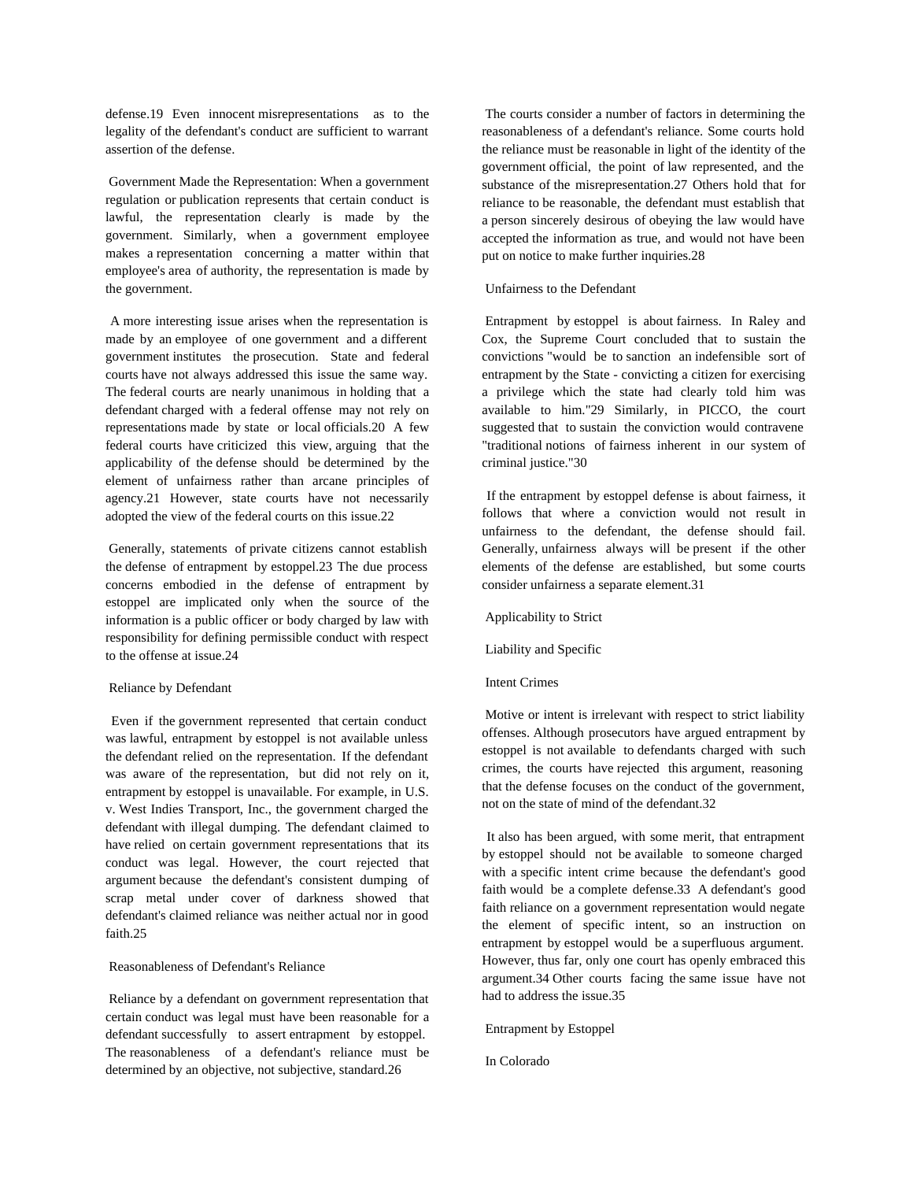defense.19 Even innocent misrepresentations as to the legality of the defendant's conduct are sufficient to warrant assertion of the defense.

Government Made the Representation: When a government regulation or publication represents that certain conduct is lawful, the representation clearly is made by the government. Similarly, when a government employee makes a representation concerning a matter within that employee's area of authority, the representation is made by the government.

A more interesting issue arises when the representation is made by an employee of one government and a different government institutes the prosecution. State and federal courts have not always addressed this issue the same way. The federal courts are nearly unanimous in holding that a defendant charged with a federal offense may not rely on representations made by state or local officials.20 A few federal courts have criticized this view, arguing that the applicability of the defense should be determined by the element of unfairness rather than arcane principles of agency.21 However, state courts have not necessarily adopted the view of the federal courts on this issue.22

Generally, statements of private citizens cannot establish the defense of entrapment by estoppel.23 The due process concerns embodied in the defense of entrapment by estoppel are implicated only when the source of the information is a public officer or body charged by law with responsibility for defining permissible conduct with respect to the offense at issue.24

### Reliance by Defendant

Even if the government represented that certain conduct was lawful, entrapment by estoppel is not available unless the defendant relied on the representation. If the defendant was aware of the representation, but did not rely on it, entrapment by estoppel is unavailable. For example, in U.S. v. West Indies Transport, Inc., the government charged the defendant with illegal dumping. The defendant claimed to have relied on certain government representations that its conduct was legal. However, the court rejected that argument because the defendant's consistent dumping of scrap metal under cover of darkness showed that defendant's claimed reliance was neither actual nor in good faith.25

### Reasonableness of Defendant's Reliance

Reliance by a defendant on government representation that certain conduct was legal must have been reasonable for a defendant successfully to assert entrapment by estoppel. The reasonableness of a defendant's reliance must be determined by an objective, not subjective, standard.26

The courts consider a number of factors in determining the reasonableness of a defendant's reliance. Some courts hold the reliance must be reasonable in light of the identity of the government official, the point of law represented, and the substance of the misrepresentation.27 Others hold that for reliance to be reasonable, the defendant must establish that a person sincerely desirous of obeying the law would have accepted the information as true, and would not have been put on notice to make further inquiries.28

### Unfairness to the Defendant

Entrapment by estoppel is about fairness. In Raley and Cox, the Supreme Court concluded that to sustain the convictions "would be to sanction an indefensible sort of entrapment by the State - convicting a citizen for exercising a privilege which the state had clearly told him was available to him."29 Similarly, in PICCO, the court suggested that to sustain the conviction would contravene "traditional notions of fairness inherent in our system of criminal justice."30

If the entrapment by estoppel defense is about fairness, it follows that where a conviction would not result in unfairness to the defendant, the defense should fail. Generally, unfairness always will be present if the other elements of the defense are established, but some courts consider unfairness a separate element.31

### Applicability to Strict Liability and Specific Intent Crimes

Motive or intent is irrelevant with respect to strict liability offenses. Although prosecutors have argued entrapment by estoppel is not available to defendants charged with such crimes, the courts have rejected this argument, reasoning that the defense focuses on the conduct of the government, not on the state of mind of the defendant.32

It also has been argued, with some merit, that entrapment by estoppel should not be available to someone charged with a specific intent crime because the defendant's good faith would be a complete defense.33 A defendant's good faith reliance on a government representation would negate the element of specific intent, so an instruction on entrapment by estoppel would be a superfluous argument. However, thus far, only one court has openly embraced this argument.34 Other courts facing the same issue have not had to address the issue.35

## Entrapment by Estoppel In Colorado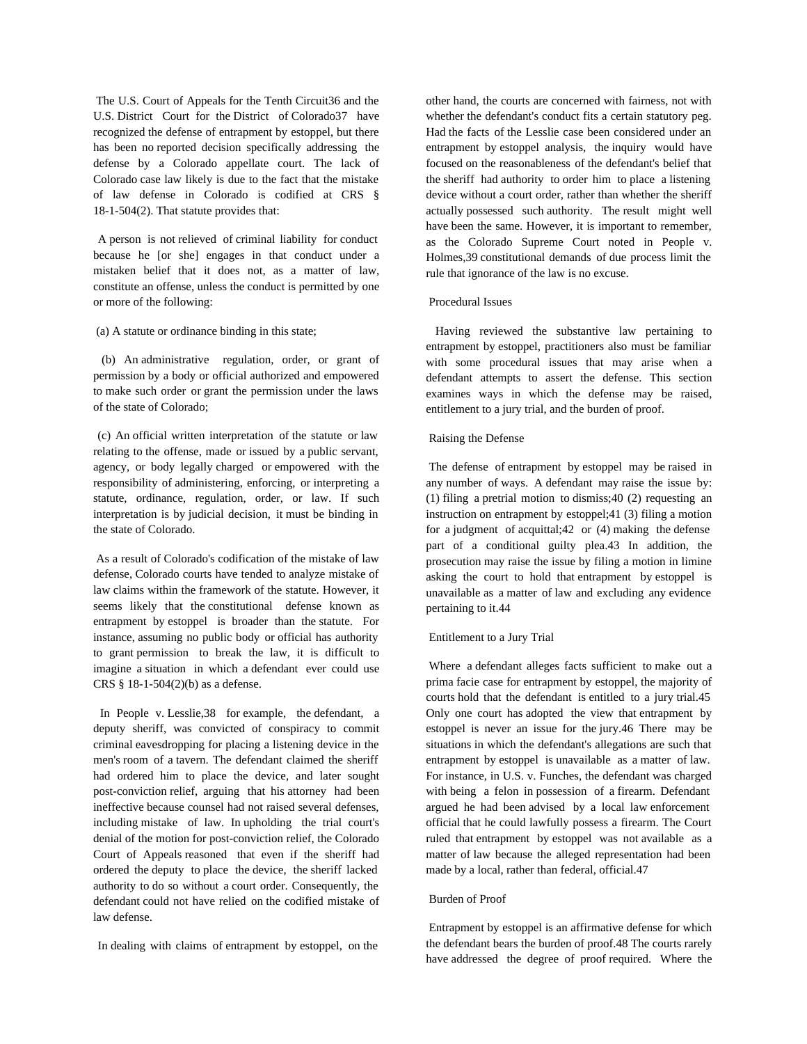The U.S. Court of Appeals for the Tenth Circuit[36] and the U.S. District Court for the District of Colorado[37] have recognized the defense of entrapment by estoppel, but there has been no reported decision specifically addressing the defense by a Colorado appellate court. The lack of Colorado case law likely is due to the fact that the mistake of law defense in Colorado is codified at CRS § 18-1-504(2). That statute provides that:

A person is not relieved of criminal liability for conduct because he [or she] engages in that conduct under a mistaken belief that it does not, as a matter of law, constitute an offense, unless the conduct is permitted by one or more of the following:

(a) A statute or ordinance binding in this state;

(b) An administrative regulation, order, or grant of permission by a body or official authorized and empowered to make such order or grant the permission under the laws of the state of Colorado;

(c) An official written interpretation of the statute or law relating to the offense, made or issued by a public servant, agency, or body legally charged or empowered with the responsibility of administering, enforcing, or interpreting a statute, ordinance, regulation, order, or law. If such interpretation is by judicial decision, it must be binding in the state of Colorado.

As a result of Colorado's codification of the mistake of law defense, Colorado courts have tended to analyze mistake of law claims within the framework of the statute. However, it seems likely that the constitutional defense known as entrapment by estoppel is broader than the statute. For instance, assuming no public body or official has authority to grant permission to break the law, it is difficult to imagine a situation in which a defendant ever could use CRS § 18-1-504(2)(b) as a defense.

In People v. Lesslie,[38] for example, the defendant, a deputy sheriff, was convicted of conspiracy to commit criminal eavesdropping for placing a listening device in the men's room of a tavern. The defendant claimed the sheriff had ordered him to place the device, and later sought post-conviction relief, arguing that his attorney had been ineffective because counsel had not raised several defenses, including mistake of law. In upholding the trial court's denial of the motion for post-conviction relief, the Colorado Court of Appeals reasoned that even if the sheriff had ordered the deputy to place the device, the sheriff lacked authority to do so without a court order. Consequently, the defendant could not have relied on the codified mistake of law defense.

In dealing with claims of entrapment by estoppel, on the other hand, the courts are concerned with fairness, not with whether the defendant's conduct fits a certain statutory peg. Had the facts of the Lesslie case been considered under an entrapment by estoppel analysis, the inquiry would have focused on the reasonableness of the defendant's belief that the sheriff had authority to order him to place a listening device without a court order, rather than whether the sheriff actually possessed such authority. The result might well have been the same. However, it is important to remember, as the Colorado Supreme Court noted in People v. Holmes,[39] constitutional demands of due process limit the rule that ignorance of the law is no excuse.

## Procedural Issues

Having reviewed the substantive law pertaining to entrapment by estoppel, practitioners also must be familiar with some procedural issues that may arise when a defendant attempts to assert the defense. This section examines ways in which the defense may be raised, entitlement to a jury trial, and the burden of proof.

### Raising the Defense

The defense of entrapment by estoppel may be raised in any number of ways. A defendant may raise the issue by: (1) filing a pretrial motion to dismiss;[40] (2) requesting an instruction on entrapment by estoppel;[41] (3) filing a motion for a judgment of acquittal;[42] or (4) making the defense part of a conditional guilty plea.[43] In addition, the prosecution may raise the issue by filing a motion in limine asking the court to hold that entrapment by estoppel is unavailable as a matter of law and excluding any evidence pertaining to it.[44]

### Entitlement to a Jury Trial

Where a defendant alleges facts sufficient to make out a prima facie case for entrapment by estoppel, the majority of courts hold that the defendant is entitled to a jury trial.[45] Only one court has adopted the view that entrapment by estoppel is never an issue for the jury.[46] There may be situations in which the defendant's allegations are such that entrapment by estoppel is unavailable as a matter of law. For instance, in U.S. v. Funches, the defendant was charged with being a felon in possession of a firearm. Defendant argued he had been advised by a local law enforcement official that he could lawfully possess a firearm. The Court ruled that entrapment by estoppel was not available as a matter of law because the alleged representation had been made by a local, rather than federal, official.[47]

### Burden of Proof

Entrapment by estoppel is an affirmative defense for which the defendant bears the burden of proof.[48] The courts rarely have addressed the degree of proof required. Where the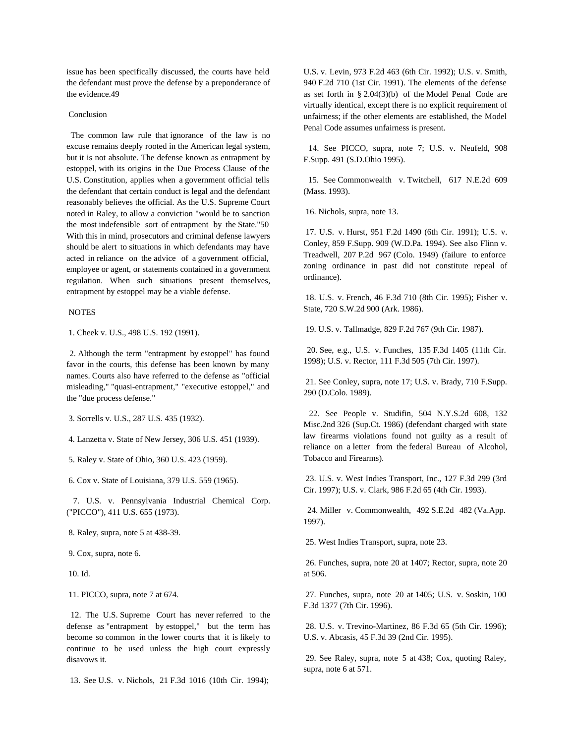issue has been specifically discussed, the courts have held the defendant must prove the defense by a preponderance of the evidence.49

## Conclusion

The common law rule that ignorance of the law is no excuse remains deeply rooted in the American legal system, but it is not absolute. The defense known as entrapment by estoppel, with its origins in the Due Process Clause of the U.S. Constitution, applies when a government official tells the defendant that certain conduct is legal and the defendant reasonably believes the official. As the U.S. Supreme Court noted in Raley, to allow a conviction "would be to sanction the most indefensible sort of entrapment by the State."50 With this in mind, prosecutors and criminal defense lawyers should be alert to situations in which defendants may have acted in reliance on the advice of a government official, employee or agent, or statements contained in a government regulation. When such situations present themselves, entrapment by estoppel may be a viable defense.

## NOTES

1. Cheek v. U.S., 498 U.S. 192 (1991).

2. Although the term "entrapment by estoppel" has found favor in the courts, this defense has been known by many names. Courts also have referred to the defense as "official misleading," "quasi-entrapment," "executive estoppel," and the "due process defense."

3. Sorrells v. U.S., 287 U.S. 435 (1932).

4. Lanzetta v. State of New Jersey, 306 U.S. 451 (1939).

5. Raley v. State of Ohio, 360 U.S. 423 (1959).

6. Cox v. State of Louisiana, 379 U.S. 559 (1965).

7. U.S. v. Pennsylvania Industrial Chemical Corp. ("PICCO"), 411 U.S. 655 (1973).

8. Raley, supra, note 5 at 438-39.

9. Cox, supra, note 6.

10. Id.

11. PICCO, supra, note 7 at 674.

12. The U.S. Supreme Court has never referred to the defense as "entrapment by estoppel," but the term has become so common in the lower courts that it is likely to continue to be used unless the high court expressly disavows it.

13. See U.S. v. Nichols, 21 F.3d 1016 (10th Cir. 1994); U.S. v. Levin, 973 F.2d 463 (6th Cir. 1992); U.S. v. Smith, 940 F.2d 710 (1st Cir. 1991). The elements of the defense as set forth in § 2.04(3)(b) of the Model Penal Code are virtually identical, except there is no explicit requirement of unfairness; if the other elements are established, the Model Penal Code assumes unfairness is present.

14. See PICCO, supra, note 7; U.S. v. Neufeld, 908 F.Supp. 491 (S.D.Ohio 1995).

15. See Commonwealth v. Twitchell, 617 N.E.2d 609 (Mass. 1993).

16. Nichols, supra, note 13.

17. U.S. v. Hurst, 951 F.2d 1490 (6th Cir. 1991); U.S. v. Conley, 859 F.Supp. 909 (W.D.Pa. 1994). See also Flinn v. Treadwell, 207 P.2d 967 (Colo. 1949) (failure to enforce zoning ordinance in past did not constitute repeal of ordinance).

18. U.S. v. French, 46 F.3d 710 (8th Cir. 1995); Fisher v. State, 720 S.W.2d 900 (Ark. 1986).

19. U.S. v. Tallmadge, 829 F.2d 767 (9th Cir. 1987).

20. See, e.g., U.S. v. Funches, 135 F.3d 1405 (11th Cir. 1998); U.S. v. Rector, 111 F.3d 505 (7th Cir. 1997).

21. See Conley, supra, note 17; U.S. v. Brady, 710 F.Supp. 290 (D.Colo. 1989).

22. See People v. Studifin, 504 N.Y.S.2d 608, 132 Misc.2nd 326 (Sup.Ct. 1986) (defendant charged with state law firearms violations found not guilty as a result of reliance on a letter from the federal Bureau of Alcohol, Tobacco and Firearms).

23. U.S. v. West Indies Transport, Inc., 127 F.3d 299 (3rd Cir. 1997); U.S. v. Clark, 986 F.2d 65 (4th Cir. 1993).

24. Miller v. Commonwealth, 492 S.E.2d 482 (Va.App. 1997).

25. West Indies Transport, supra, note 23.

26. Funches, supra, note 20 at 1407; Rector, supra, note 20 at 506.

27. Funches, supra, note 20 at 1405; U.S. v. Soskin, 100 F.3d 1377 (7th Cir. 1996).

28. U.S. v. Trevino-Martinez, 86 F.3d 65 (5th Cir. 1996); U.S. v. Abcasis, 45 F.3d 39 (2nd Cir. 1995).

29. See Raley, supra, note 5 at 438; Cox, quoting Raley, supra, note 6 at 571.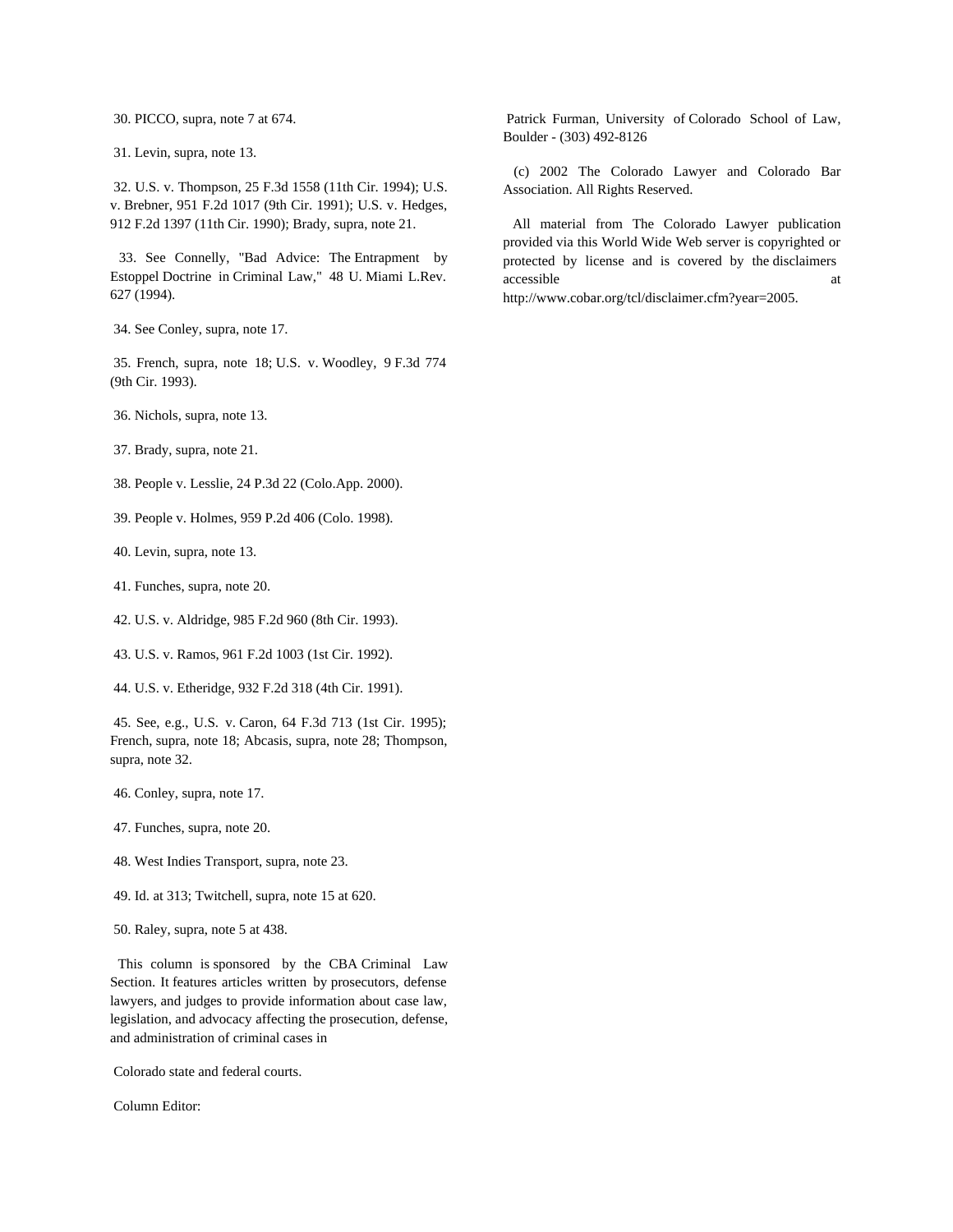30. PICCO, supra, note 7 at 674.

31. Levin, supra, note 13.

32. U.S. v. Thompson, 25 F.3d 1558 (11th Cir. 1994); U.S. v. Brebner, 951 F.2d 1017 (9th Cir. 1991); U.S. v. Hedges, 912 F.2d 1397 (11th Cir. 1990); Brady, supra, note 21.

33. See Connelly, "Bad Advice: The Entrapment by Estoppel Doctrine in Criminal Law," 48 U. Miami L.Rev. 627 (1994).

34. See Conley, supra, note 17.

35. French, supra, note 18; U.S. v. Woodley, 9 F.3d 774 (9th Cir. 1993).

36. Nichols, supra, note 13.

37. Brady, supra, note 21.

38. People v. Lesslie, 24 P.3d 22 (Colo.App. 2000).

39. People v. Holmes, 959 P.2d 406 (Colo. 1998).

40. Levin, supra, note 13.

41. Funches, supra, note 20.

42. U.S. v. Aldridge, 985 F.2d 960 (8th Cir. 1993).

43. U.S. v. Ramos, 961 F.2d 1003 (1st Cir. 1992).

44. U.S. v. Etheridge, 932 F.2d 318 (4th Cir. 1991).

45. See, e.g., U.S. v. Caron, 64 F.3d 713 (1st Cir. 1995); French, supra, note 18; Abcasis, supra, note 28; Thompson, supra, note 32.

46. Conley, supra, note 17.

47. Funches, supra, note 20.

48. West Indies Transport, supra, note 23.

49. Id. at 313; Twitchell, supra, note 15 at 620.

50. Raley, supra, note 5 at 438.

This column is sponsored by the CBA Criminal Law Section. It features articles written by prosecutors, defense lawyers, and judges to provide information about case law, legislation, and advocacy affecting the prosecution, defense, and administration of criminal cases in

Colorado state and federal courts.

Column Editor:

Patrick Furman, University of Colorado School of Law, Boulder - (303) 492-8126

(c) 2002 The Colorado Lawyer and Colorado Bar Association. All Rights Reserved.

All material from The Colorado Lawyer publication provided via this World Wide Web server is copyrighted or protected by license and is covered by the disclaimers accessible at http://www.cobar.org/tcl/disclaimer.cfm?year=2005.